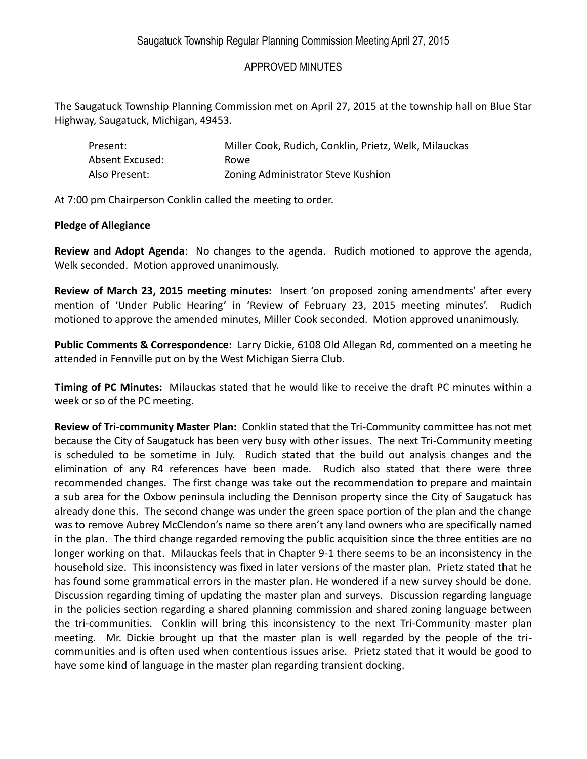Saugatuck Township Regular Planning Commission Meeting April 27, 2015

APPROVED MINUTES

The Saugatuck Township Planning Commission met on April 27, 2015 at the township hall on Blue Star Highway, Saugatuck, Michigan, 49453.

| | |
|---|---|
| Present: | Miller Cook, Rudich, Conklin, Prietz, Welk, Milauckas |
| Absent Excused: | Rowe |
| Also Present: | Zoning Administrator Steve Kushion |

At 7:00 pm Chairperson Conklin called the meeting to order.

**Pledge of Allegiance**

**Review and Adopt Agenda**: No changes to the agenda. Rudich motioned to approve the agenda, Welk seconded. Motion approved unanimously.

**Review of March 23, 2015 meeting minutes:** Insert 'on proposed zoning amendments' after every mention of 'Under Public Hearing' in 'Review of February 23, 2015 meeting minutes'. Rudich motioned to approve the amended minutes, Miller Cook seconded. Motion approved unanimously.

**Public Comments & Correspondence:** Larry Dickie, 6108 Old Allegan Rd, commented on a meeting he attended in Fennville put on by the West Michigan Sierra Club.

**Timing of PC Minutes:** Milauckas stated that he would like to receive the draft PC minutes within a week or so of the PC meeting.

**Review of Tri-community Master Plan:** Conklin stated that the Tri-Community committee has not met because the City of Saugatuck has been very busy with other issues. The next Tri-Community meeting is scheduled to be sometime in July. Rudich stated that the build out analysis changes and the elimination of any R4 references have been made. Rudich also stated that there were three recommended changes. The first change was take out the recommendation to prepare and maintain a sub area for the Oxbow peninsula including the Dennison property since the City of Saugatuck has already done this. The second change was under the green space portion of the plan and the change was to remove Aubrey McClendon's name so there aren't any land owners who are specifically named in the plan. The third change regarded removing the public acquisition since the three entities are no longer working on that. Milauckas feels that in Chapter 9-1 there seems to be an inconsistency in the household size. This inconsistency was fixed in later versions of the master plan. Prietz stated that he has found some grammatical errors in the master plan. He wondered if a new survey should be done. Discussion regarding timing of updating the master plan and surveys. Discussion regarding language in the policies section regarding a shared planning commission and shared zoning language between the tri-communities. Conklin will bring this inconsistency to the next Tri-Community master plan meeting. Mr. Dickie brought up that the master plan is well regarded by the people of the tri-communities and is often used when contentious issues arise. Prietz stated that it would be good to have some kind of language in the master plan regarding transient docking.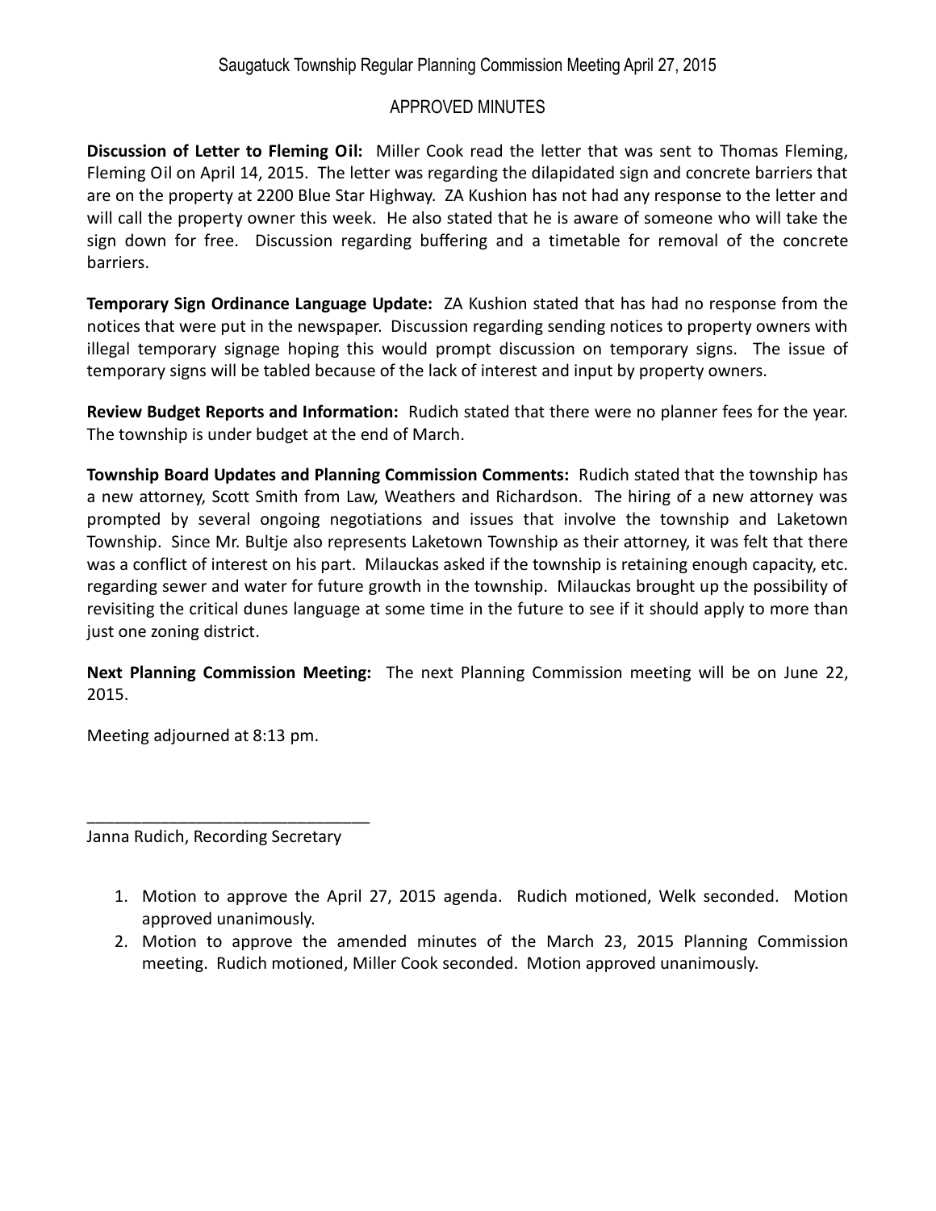Saugatuck Township Regular Planning Commission Meeting April 27, 2015

APPROVED MINUTES

**Discussion of Letter to Fleming Oil:** Miller Cook read the letter that was sent to Thomas Fleming, Fleming Oil on April 14, 2015. The letter was regarding the dilapidated sign and concrete barriers that are on the property at 2200 Blue Star Highway. ZA Kushion has not had any response to the letter and will call the property owner this week. He also stated that he is aware of someone who will take the sign down for free. Discussion regarding buffering and a timetable for removal of the concrete barriers.

**Temporary Sign Ordinance Language Update:** ZA Kushion stated that has had no response from the notices that were put in the newspaper. Discussion regarding sending notices to property owners with illegal temporary signage hoping this would prompt discussion on temporary signs. The issue of temporary signs will be tabled because of the lack of interest and input by property owners.

**Review Budget Reports and Information:** Rudich stated that there were no planner fees for the year. The township is under budget at the end of March.

**Township Board Updates and Planning Commission Comments:** Rudich stated that the township has a new attorney, Scott Smith from Law, Weathers and Richardson. The hiring of a new attorney was prompted by several ongoing negotiations and issues that involve the township and Laketown Township. Since Mr. Bultje also represents Laketown Township as their attorney, it was felt that there was a conflict of interest on his part. Milauckas asked if the township is retaining enough capacity, etc. regarding sewer and water for future growth in the township. Milauckas brought up the possibility of revisiting the critical dunes language at some time in the future to see if it should apply to more than just one zoning district.

**Next Planning Commission Meeting:** The next Planning Commission meeting will be on June 22, 2015.

Meeting adjourned at 8:13 pm.

_______________________________

Janna Rudich, Recording Secretary

1. Motion to approve the April 27, 2015 agenda. Rudich motioned, Welk seconded. Motion approved unanimously.
2. Motion to approve the amended minutes of the March 23, 2015 Planning Commission meeting. Rudich motioned, Miller Cook seconded. Motion approved unanimously.